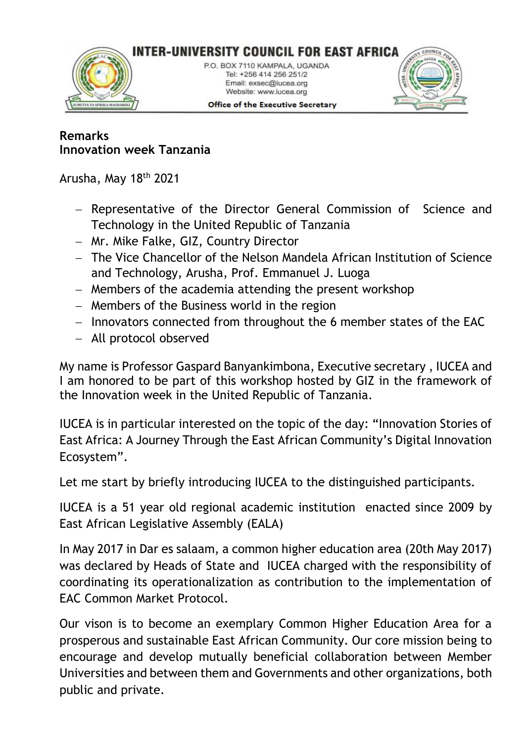# INTER-UNIVERSITY COUNCIL FOR EAST AFRICA

P.O. BOX 7110 KAMPALA, UGANDA
Tel: +256 414 256 251/2
Email: exsec@iucea.org
Website: www.iucea.org

**Office of the Executive Secretary**

**Remarks**
**Innovation week Tanzania**

Arusha, May 18th 2021

- Representative of the Director General Commission of Science and Technology in the United Republic of Tanzania
- Mr. Mike Falke, GIZ, Country Director
- The Vice Chancellor of the Nelson Mandela African Institution of Science and Technology, Arusha, Prof. Emmanuel J. Luoga
- Members of the academia attending the present workshop
- Members of the Business world in the region
- Innovators connected from throughout the 6 member states of the EAC
- All protocol observed

My name is Professor Gaspard Banyankimbona, Executive secretary , IUCEA and I am honored to be part of this workshop hosted by GIZ in the framework of the Innovation week in the United Republic of Tanzania.

IUCEA is in particular interested on the topic of the day: "Innovation Stories of East Africa: A Journey Through the East African Community's Digital Innovation Ecosystem".

Let me start by briefly introducing IUCEA to the distinguished participants.

IUCEA is a 51 year old regional academic institution enacted since 2009 by East African Legislative Assembly (EALA)

In May 2017 in Dar es salaam, a common higher education area (20th May 2017) was declared by Heads of State and IUCEA charged with the responsibility of coordinating its operationalization as contribution to the implementation of EAC Common Market Protocol.

Our vison is to become an exemplary Common Higher Education Area for a prosperous and sustainable East African Community. Our core mission being to encourage and develop mutually beneficial collaboration between Member Universities and between them and Governments and other organizations, both public and private.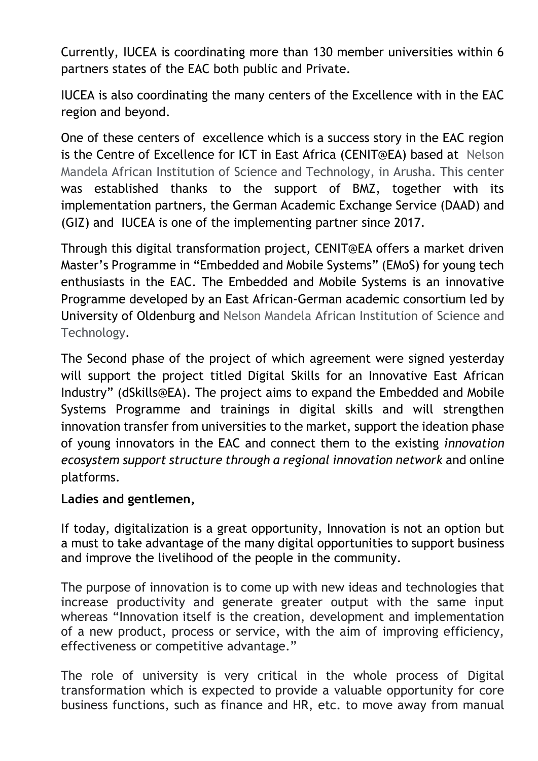Currently, IUCEA is coordinating more than 130 member universities within 6 partners states of the EAC both public and Private.

IUCEA is also coordinating the many centers of the Excellence with in the EAC region and beyond.

One of these centers of excellence which is a success story in the EAC region is the Centre of Excellence for ICT in East Africa (CENIT@EA) based at Nelson Mandela African Institution of Science and Technology, in Arusha. This center was established thanks to the support of BMZ, together with its implementation partners, the German Academic Exchange Service (DAAD) and (GIZ) and IUCEA is one of the implementing partner since 2017.

Through this digital transformation project, CENIT@EA offers a market driven Master's Programme in "Embedded and Mobile Systems" (EMoS) for young tech enthusiasts in the EAC. The Embedded and Mobile Systems is an innovative Programme developed by an East African-German academic consortium led by University of Oldenburg and Nelson Mandela African Institution of Science and Technology.

The Second phase of the project of which agreement were signed yesterday will support the project titled Digital Skills for an Innovative East African Industry" (dSkills@EA). The project aims to expand the Embedded and Mobile Systems Programme and trainings in digital skills and will strengthen innovation transfer from universities to the market, support the ideation phase of young innovators in the EAC and connect them to the existing *innovation ecosystem support structure through a regional innovation network* and online platforms.

**Ladies and gentlemen,**

If today, digitalization is a great opportunity, Innovation is not an option but a must to take advantage of the many digital opportunities to support business and improve the livelihood of the people in the community.

The purpose of innovation is to come up with new ideas and technologies that increase productivity and generate greater output with the same input whereas "Innovation itself is the creation, development and implementation of a new product, process or service, with the aim of improving efficiency, effectiveness or competitive advantage."

The role of university is very critical in the whole process of Digital transformation which is expected to provide a valuable opportunity for core business functions, such as finance and HR, etc. to move away from manual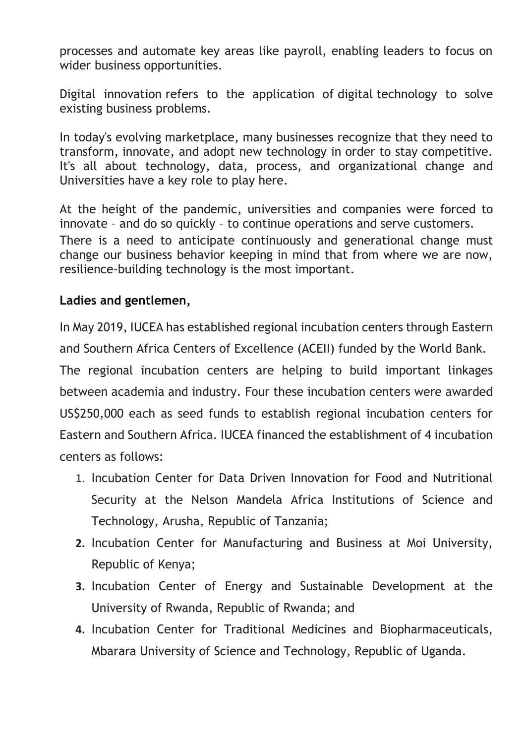processes and automate key areas like payroll, enabling leaders to focus on wider business opportunities.

Digital innovation refers to the application of digital technology to solve existing business problems.

In today's evolving marketplace, many businesses recognize that they need to transform, innovate, and adopt new technology in order to stay competitive. It's all about technology, data, process, and organizational change and Universities have a key role to play here.

At the height of the pandemic, universities and companies were forced to innovate – and do so quickly – to continue operations and serve customers. There is a need to anticipate continuously and generational change must change our business behavior keeping in mind that from where we are now, resilience-building technology is the most important.

**Ladies and gentlemen,**

In May 2019, IUCEA has established regional incubation centers through Eastern and Southern Africa Centers of Excellence (ACEII) funded by the World Bank. The regional incubation centers are helping to build important linkages between academia and industry. Four these incubation centers were awarded US$250,000 each as seed funds to establish regional incubation centers for Eastern and Southern Africa. IUCEA financed the establishment of 4 incubation centers as follows:

1. Incubation Center for Data Driven Innovation for Food and Nutritional Security at the Nelson Mandela Africa Institutions of Science and Technology, Arusha, Republic of Tanzania;
2. Incubation Center for Manufacturing and Business at Moi University, Republic of Kenya;
3. Incubation Center of Energy and Sustainable Development at the University of Rwanda, Republic of Rwanda; and
4. Incubation Center for Traditional Medicines and Biopharmaceuticals, Mbarara University of Science and Technology, Republic of Uganda.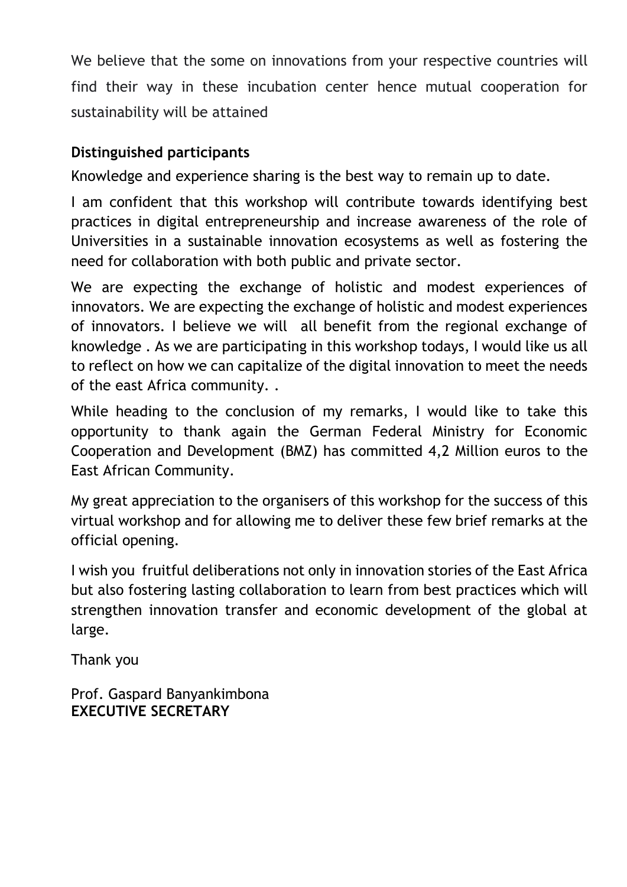We believe that the some on innovations from your respective countries will find their way in these incubation center hence mutual cooperation for sustainability will be attained

**Distinguished participants**

Knowledge and experience sharing is the best way to remain up to date.

I am confident that this workshop will contribute towards identifying best practices in digital entrepreneurship and increase awareness of the role of Universities in a sustainable innovation ecosystems as well as fostering the need for collaboration with both public and private sector.

We are expecting the exchange of holistic and modest experiences of innovators. We are expecting the exchange of holistic and modest experiences of innovators. I believe we will all benefit from the regional exchange of knowledge . As we are participating in this workshop todays, I would like us all to reflect on how we can capitalize of the digital innovation to meet the needs of the east Africa community. .

While heading to the conclusion of my remarks, I would like to take this opportunity to thank again the German Federal Ministry for Economic Cooperation and Development (BMZ) has committed 4,2 Million euros to the East African Community.

My great appreciation to the organisers of this workshop for the success of this virtual workshop and for allowing me to deliver these few brief remarks at the official opening.

I wish you fruitful deliberations not only in innovation stories of the East Africa but also fostering lasting collaboration to learn from best practices which will strengthen innovation transfer and economic development of the global at large.

Thank you

Prof. Gaspard Banyankimbona
**EXECUTIVE SECRETARY**